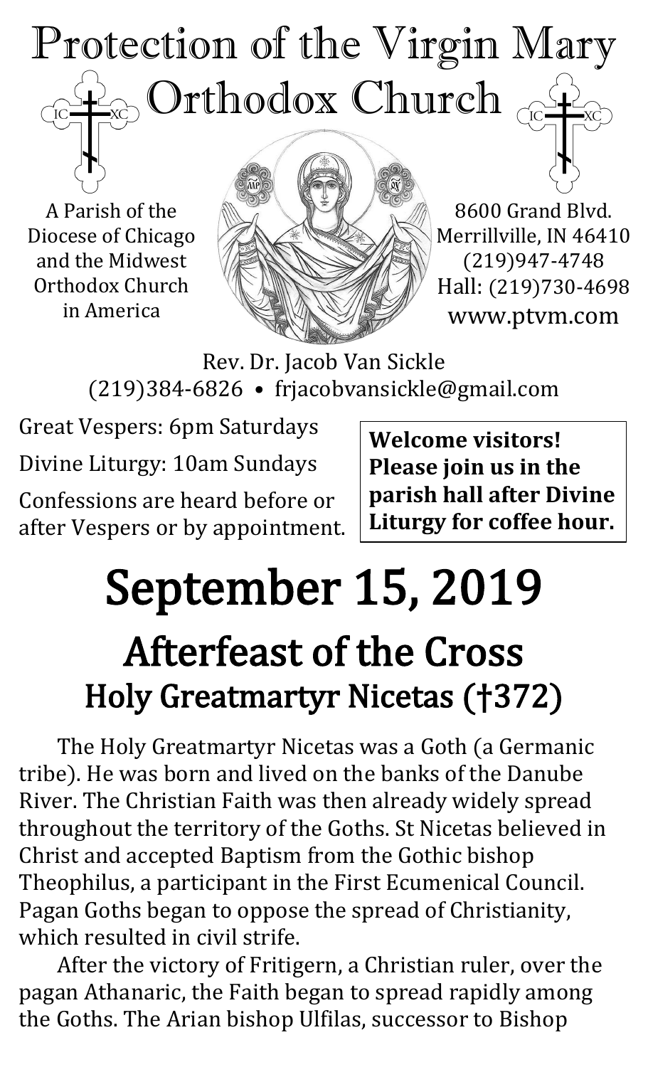# Protection of the Virgin Mary Orthodox Church

A Parish of the Diocese of Chicago and the Midwest Orthodox Church in America

8600 Grand Blvd.
Merrillville, IN 46410
(219)947-4748
Hall: (219)730-4698
www.ptvm.com

Rev. Dr. Jacob Van Sickle
(219)384-6826 • frjacobvansickle@gmail.com

Great Vespers: 6pm Saturdays

Divine Liturgy: 10am Sundays

Confessions are heard before or after Vespers or by appointment.

**Welcome visitors! Please join us in the parish hall after Divine Liturgy for coffee hour.**

# September 15, 2019

## Afterfeast of the Cross

### Holy Greatmartyr Nicetas (†372)

The Holy Greatmartyr Nicetas was a Goth (a Germanic tribe). He was born and lived on the banks of the Danube River. The Christian Faith was then already widely spread throughout the territory of the Goths. St Nicetas believed in Christ and accepted Baptism from the Gothic bishop Theophilus, a participant in the First Ecumenical Council. Pagan Goths began to oppose the spread of Christianity, which resulted in civil strife.

After the victory of Fritigern, a Christian ruler, over the pagan Athanaric, the Faith began to spread rapidly among the Goths. The Arian bishop Ulfilas, successor to Bishop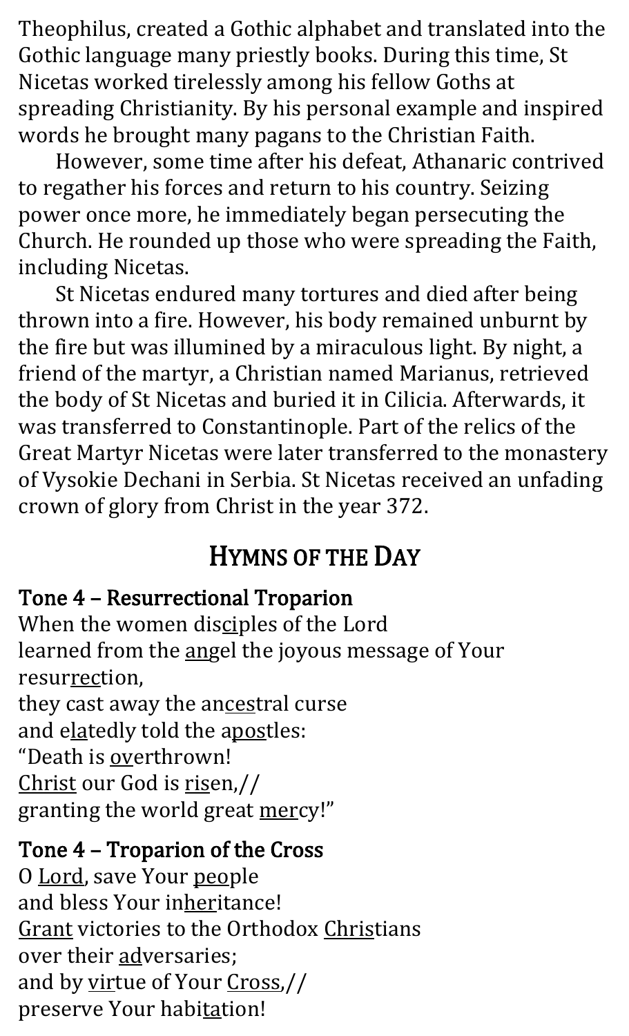Theophilus, created a Gothic alphabet and translated into the Gothic language many priestly books. During this time, St Nicetas worked tirelessly among his fellow Goths at spreading Christianity. By his personal example and inspired words he brought many pagans to the Christian Faith.

However, some time after his defeat, Athanaric contrived to regather his forces and return to his country. Seizing power once more, he immediately began persecuting the Church. He rounded up those who were spreading the Faith, including Nicetas.

St Nicetas endured many tortures and died after being thrown into a fire. However, his body remained unburnt by the fire but was illumined by a miraculous light. By night, a friend of the martyr, a Christian named Marianus, retrieved the body of St Nicetas and buried it in Cilicia. Afterwards, it was transferred to Constantinople. Part of the relics of the Great Martyr Nicetas were later transferred to the monastery of Vysokie Dechani in Serbia. St Nicetas received an unfading crown of glory from Christ in the year 372.

## Hymns of the Day

### Tone 4 – Resurrectional Troparion

When the women disciples of the Lord  
learned from the angel the joyous message of Your resurrection,  
they cast away the ancestral curse  
and elatedly told the apostles:  
"Death is overthrown!  
Christ our God is risen,//  
granting the world great mercy!"

### Tone 4 – Troparion of the Cross

O Lord, save Your people  
and bless Your inheritance!  
Grant victories to the Orthodox Christians  
over their adversaries;  
and by virtue of Your Cross,//  
preserve Your habitation!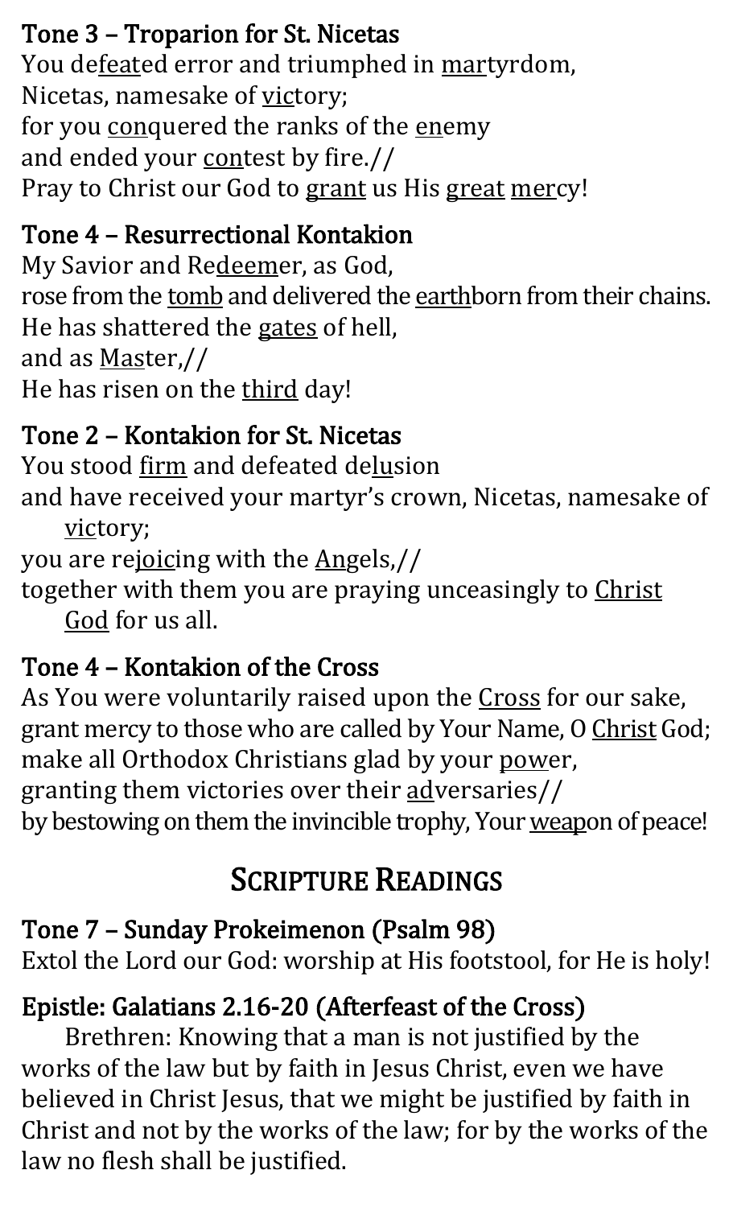### Tone 3 – Troparion for St. Nicetas

You de<u>feat</u>ed error and triumphed in <u>mar</u>tyrdom,
Nicetas, namesake of <u>vic</u>tory;
for you <u>con</u>quered the ranks of the <u>en</u>emy
and ended your <u>con</u>test by fire.//
Pray to Christ our God to <u>grant</u> us His <u>great</u> <u>mer</u>cy!

### Tone 4 – Resurrectional Kontakion

My Savior and Re<u>deem</u>er, as God,
rose from the <u>tomb</u> and delivered the <u>earth</u>born from their chains.
He has shattered the <u>gates</u> of hell,
and as <u>Mas</u>ter,//
He has risen on the <u>third</u> day!

### Tone 2 – Kontakion for St. Nicetas

You stood <u>firm</u> and defeated de<u>lu</u>sion
and have received your martyr's crown, Nicetas, namesake of <u>vic</u>tory;
you are re<u>joic</u>ing with the <u>An</u>gels,//
together with them you are praying unceasingly to <u>Christ</u> <u>God</u> for us all.

### Tone 4 – Kontakion of the Cross

As You were voluntarily raised upon the <u>Cross</u> for our sake,
grant mercy to those who are called by Your Name, O <u>Christ</u> God;
make all Orthodox Christians glad by your <u>pow</u>er,
granting them victories over their <u>ad</u>versaries//
by bestowing on them the invincible trophy, Your <u>weap</u>on of peace!

## Scripture Readings

### Tone 7 – Sunday Prokeimenon (Psalm 98)

Extol the Lord our God: worship at His footstool, for He is holy!

### Epistle: Galatians 2.16-20 (Afterfeast of the Cross)

Brethren: Knowing that a man is not justified by the works of the law but by faith in Jesus Christ, even we have believed in Christ Jesus, that we might be justified by faith in Christ and not by the works of the law; for by the works of the law no flesh shall be justified.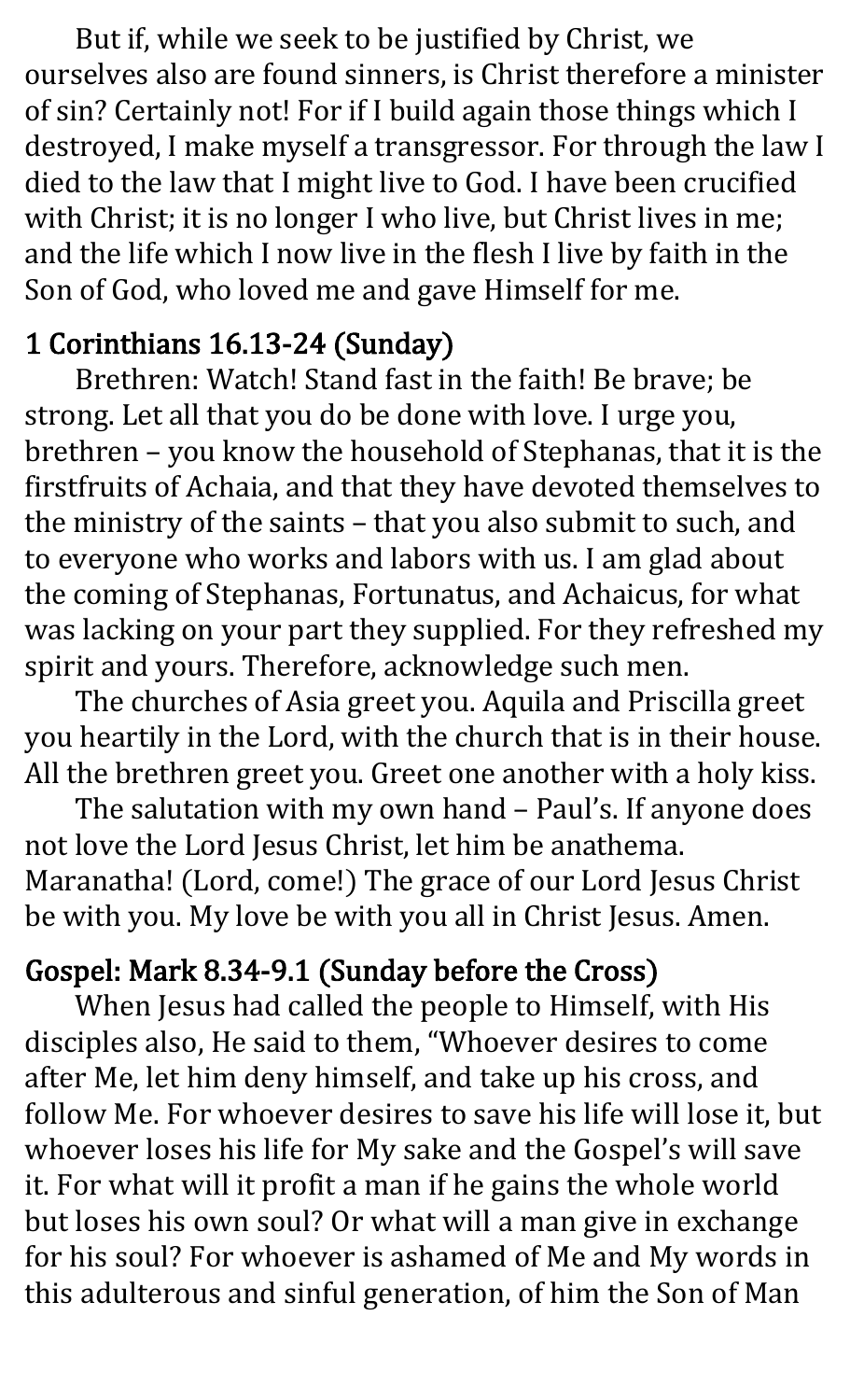But if, while we seek to be justified by Christ, we ourselves also are found sinners, is Christ therefore a minister of sin? Certainly not! For if I build again those things which I destroyed, I make myself a transgressor. For through the law I died to the law that I might live to God. I have been crucified with Christ; it is no longer I who live, but Christ lives in me; and the life which I now live in the flesh I live by faith in the Son of God, who loved me and gave Himself for me.

## 1 Corinthians 16.13-24 (Sunday)

Brethren: Watch! Stand fast in the faith! Be brave; be strong. Let all that you do be done with love. I urge you, brethren – you know the household of Stephanas, that it is the firstfruits of Achaia, and that they have devoted themselves to the ministry of the saints – that you also submit to such, and to everyone who works and labors with us. I am glad about the coming of Stephanas, Fortunatus, and Achaicus, for what was lacking on your part they supplied. For they refreshed my spirit and yours. Therefore, acknowledge such men.

The churches of Asia greet you. Aquila and Priscilla greet you heartily in the Lord, with the church that is in their house. All the brethren greet you. Greet one another with a holy kiss.

The salutation with my own hand – Paul's. If anyone does not love the Lord Jesus Christ, let him be anathema. Maranatha! (Lord, come!) The grace of our Lord Jesus Christ be with you. My love be with you all in Christ Jesus. Amen.

## Gospel: Mark 8.34-9.1 (Sunday before the Cross)

When Jesus had called the people to Himself, with His disciples also, He said to them, "Whoever desires to come after Me, let him deny himself, and take up his cross, and follow Me. For whoever desires to save his life will lose it, but whoever loses his life for My sake and the Gospel's will save it. For what will it profit a man if he gains the whole world but loses his own soul? Or what will a man give in exchange for his soul? For whoever is ashamed of Me and My words in this adulterous and sinful generation, of him the Son of Man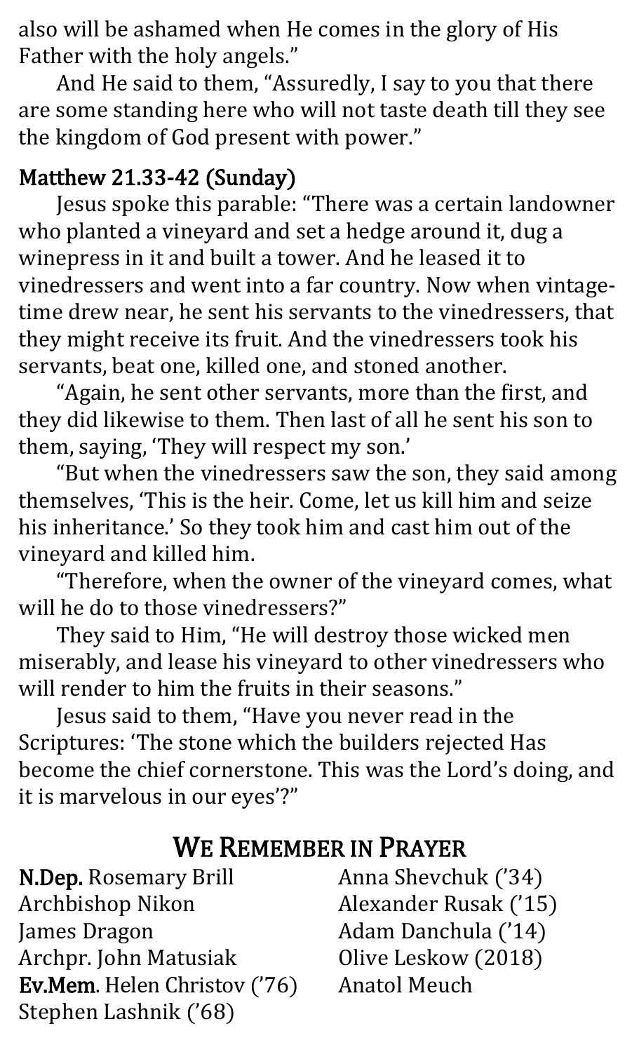also will be ashamed when He comes in the glory of His Father with the holy angels."

And He said to them, "Assuredly, I say to you that there are some standing here who will not taste death till they see the kingdom of God present with power."

### Matthew 21.33-42 (Sunday)

Jesus spoke this parable: "There was a certain landowner who planted a vineyard and set a hedge around it, dug a winepress in it and built a tower. And he leased it to vinedressers and went into a far country. Now when vintage-time drew near, he sent his servants to the vinedressers, that they might receive its fruit. And the vinedressers took his servants, beat one, killed one, and stoned another.

"Again, he sent other servants, more than the first, and they did likewise to them. Then last of all he sent his son to them, saying, 'They will respect my son.'

"But when the vinedressers saw the son, they said among themselves, 'This is the heir. Come, let us kill him and seize his inheritance.' So they took him and cast him out of the vineyard and killed him.

"Therefore, when the owner of the vineyard comes, what will he do to those vinedressers?"

They said to Him, "He will destroy those wicked men miserably, and lease his vineyard to other vinedressers who will render to him the fruits in their seasons."

Jesus said to them, "Have you never read in the Scriptures: 'The stone which the builders rejected Has become the chief cornerstone. This was the Lord's doing, and it is marvelous in our eyes'?"

## We Remember in Prayer

**N.Dep.** Rosemary Brill
Archbishop Nikon
James Dragon
Archpr. John Matusiak
**Ev.Mem.** Helen Christov ('76)
Stephen Lashnik ('68)
Anna Shevchuk ('34)
Alexander Rusak ('15)
Adam Danchula ('14)
Olive Leskow (2018)
Anatol Meuch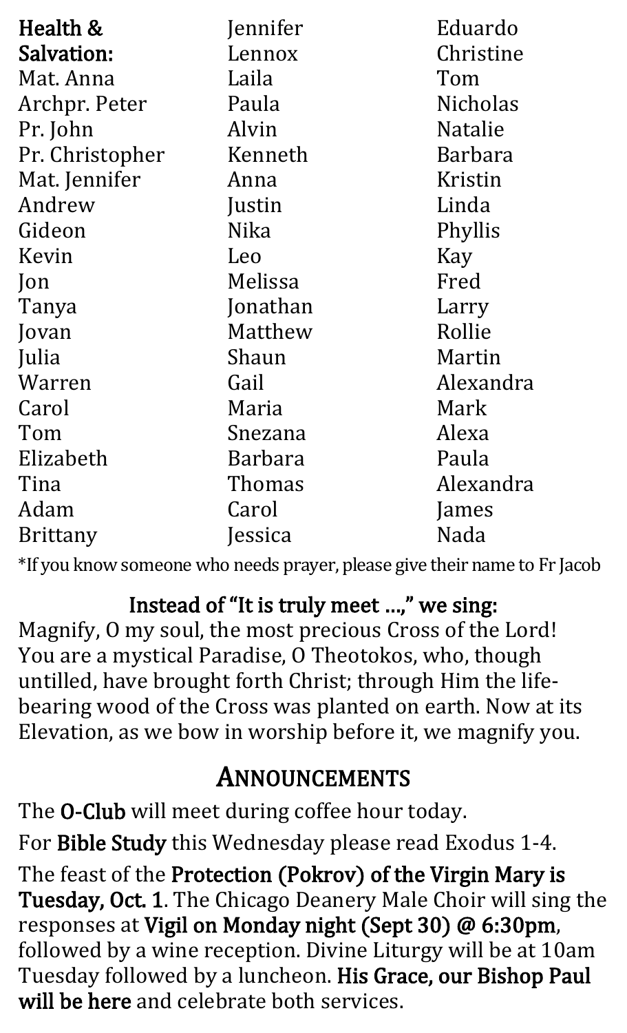**Health & Salvation:**

Mat. Anna
Archpr. Peter
Pr. John
Pr. Christopher
Mat. Jennifer
Andrew
Gideon
Kevin
Jon
Tanya
Jovan
Julia
Warren
Carol
Tom
Elizabeth
Tina
Adam
Brittany
Jennifer
Lennox
Laila
Paula
Alvin
Kenneth
Anna
Justin
Nika
Leo
Melissa
Jonathan
Matthew
Shaun
Gail
Maria
Snezana
Barbara
Thomas
Carol
Jessica
Eduardo
Christine
Tom
Nicholas
Natalie
Barbara
Kristin
Linda
Phyllis
Kay
Fred
Larry
Rollie
Martin
Alexandra
Mark
Alexa
Paula
Alexandra
James
Nada

*If you know someone who needs prayer, please give their name to Fr Jacob

**Instead of "It is truly meet …," we sing:**

Magnify, O my soul, the most precious Cross of the Lord! You are a mystical Paradise, O Theotokos, who, though untilled, have brought forth Christ; through Him the life-bearing wood of the Cross was planted on earth. Now at its Elevation, as we bow in worship before it, we magnify you.

## Announcements

The **O-Club** will meet during coffee hour today.

For **Bible Study** this Wednesday please read Exodus 1-4.

The feast of the **Protection (Pokrov) of the Virgin Mary is Tuesday, Oct. 1**. The Chicago Deanery Male Choir will sing the responses at **Vigil on Monday night (Sept 30) @ 6:30pm**, followed by a wine reception. Divine Liturgy will be at 10am Tuesday followed by a luncheon. **His Grace, our Bishop Paul will be here** and celebrate both services.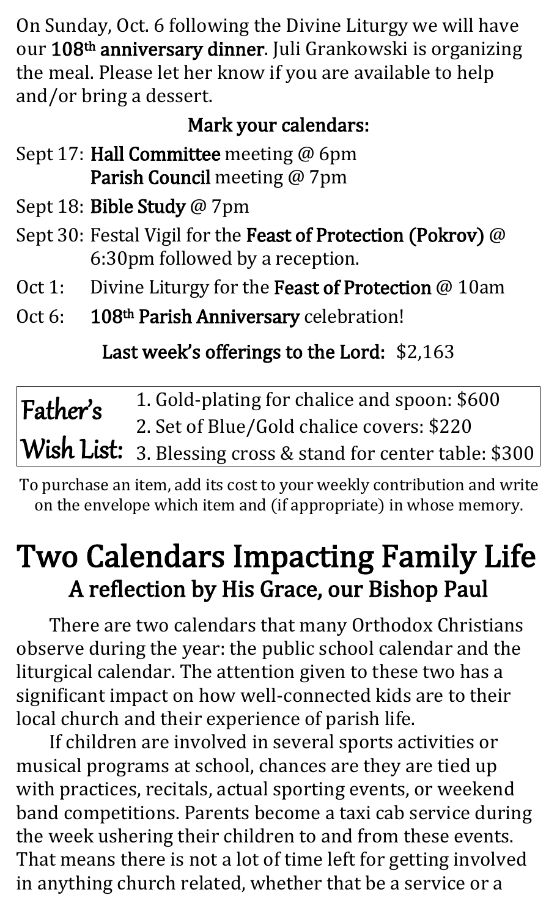On Sunday, Oct. 6 following the Divine Liturgy we will have our **108th anniversary dinner**. Juli Grankowski is organizing the meal. Please let her know if you are available to help and/or bring a dessert.

**Mark your calendars:**

- Sept 17: **Hall Committee** meeting @ 6pm  
  **Parish Council** meeting @ 7pm
- Sept 18: **Bible Study** @ 7pm
- Sept 30: Festal Vigil for the **Feast of Protection (Pokrov)** @ 6:30pm followed by a reception.
- Oct 1: Divine Liturgy for the **Feast of Protection** @ 10am
- Oct 6: **108th Parish Anniversary** celebration!

**Last week's offerings to the Lord:** $2,163

**Father's Wish List:**

1. Gold-plating for chalice and spoon: $600
2. Set of Blue/Gold chalice covers: $220
3. Blessing cross & stand for center table: $300

To purchase an item, add its cost to your weekly contribution and write on the envelope which item and (if appropriate) in whose memory.

# Two Calendars Impacting Family Life

## A reflection by His Grace, our Bishop Paul

There are two calendars that many Orthodox Christians observe during the year: the public school calendar and the liturgical calendar. The attention given to these two has a significant impact on how well-connected kids are to their local church and their experience of parish life.

If children are involved in several sports activities or musical programs at school, chances are they are tied up with practices, recitals, actual sporting events, or weekend band competitions. Parents become a taxi cab service during the week ushering their children to and from these events. That means there is not a lot of time left for getting involved in anything church related, whether that be a service or a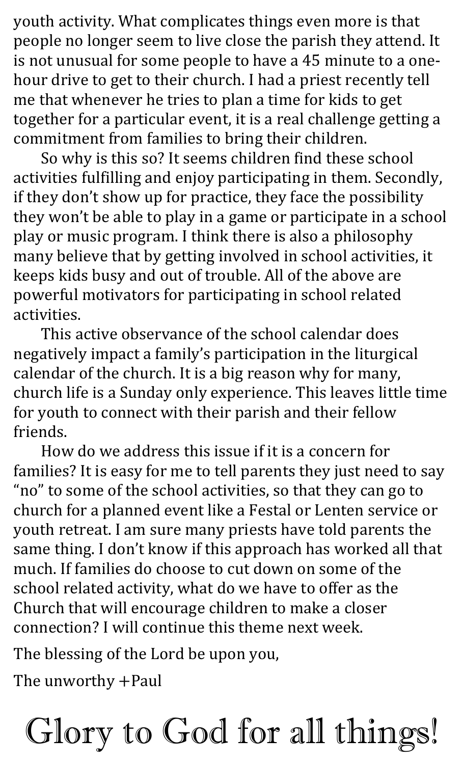youth activity. What complicates things even more is that people no longer seem to live close the parish they attend. It is not unusual for some people to have a 45 minute to a one-hour drive to get to their church. I had a priest recently tell me that whenever he tries to plan a time for kids to get together for a particular event, it is a real challenge getting a commitment from families to bring their children.

So why is this so? It seems children find these school activities fulfilling and enjoy participating in them. Secondly, if they don't show up for practice, they face the possibility they won't be able to play in a game or participate in a school play or music program. I think there is also a philosophy many believe that by getting involved in school activities, it keeps kids busy and out of trouble. All of the above are powerful motivators for participating in school related activities.

This active observance of the school calendar does negatively impact a family's participation in the liturgical calendar of the church. It is a big reason why for many, church life is a Sunday only experience. This leaves little time for youth to connect with their parish and their fellow friends.

How do we address this issue if it is a concern for families? It is easy for me to tell parents they just need to say "no" to some of the school activities, so that they can go to church for a planned event like a Festal or Lenten service or youth retreat. I am sure many priests have told parents the same thing. I don't know if this approach has worked all that much. If families do choose to cut down on some of the school related activity, what do we have to offer as the Church that will encourage children to make a closer connection? I will continue this theme next week.

The blessing of the Lord be upon you,

The unworthy +Paul

# Glory to God for all things!